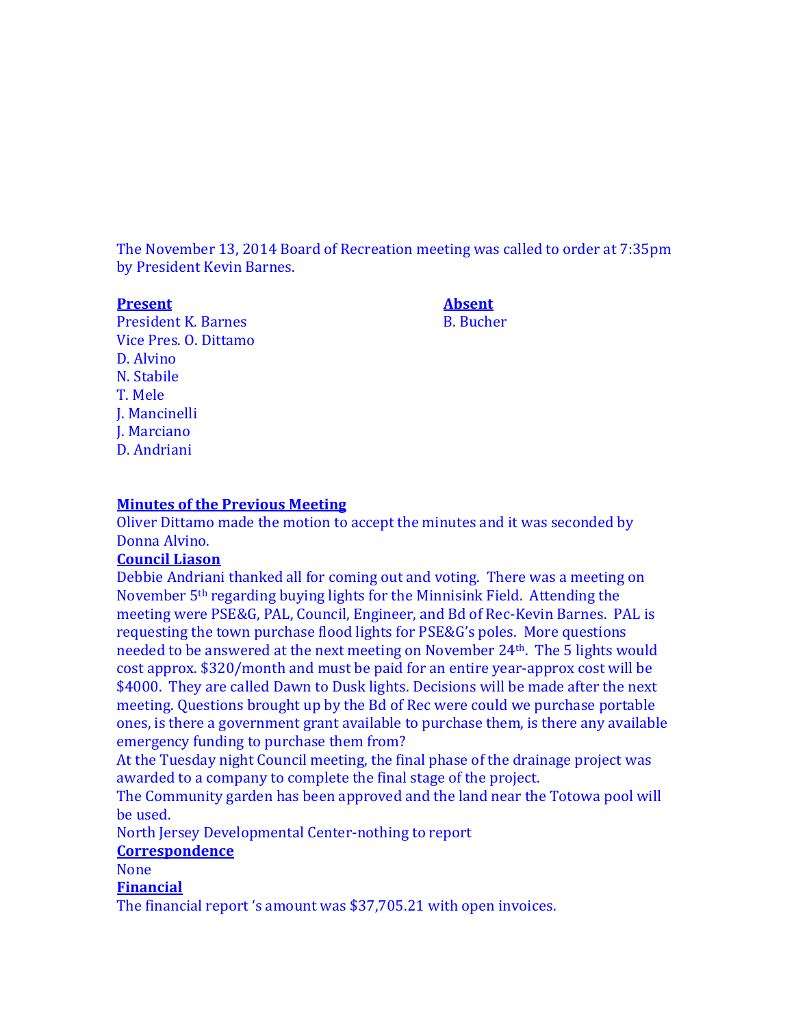The November 13, 2014 Board of Recreation meeting was called to order at 7:35pm by President Kevin Barnes.

| **Present** | **Absent** |
| --- | --- |
| President K. Barnes | B. Bucher |
| Vice Pres. O. Dittamo | |
| D. Alvino | |
| N. Stabile | |
| T. Mele | |
| J. Mancinelli | |
| J. Marciano | |
| D. Andriani | |

**Minutes of the Previous Meeting**

Oliver Dittamo made the motion to accept the minutes and it was seconded by Donna Alvino.

**Council Liason**

Debbie Andriani thanked all for coming out and voting. There was a meeting on November 5th regarding buying lights for the Minnisink Field. Attending the meeting were PSE&G, PAL, Council, Engineer, and Bd of Rec-Kevin Barnes. PAL is requesting the town purchase flood lights for PSE&G's poles. More questions needed to be answered at the next meeting on November 24th. The 5 lights would cost approx. $320/month and must be paid for an entire year-approx cost will be $4000. They are called Dawn to Dusk lights. Decisions will be made after the next meeting. Questions brought up by the Bd of Rec were could we purchase portable ones, is there a government grant available to purchase them, is there any available emergency funding to purchase them from?

At the Tuesday night Council meeting, the final phase of the drainage project was awarded to a company to complete the final stage of the project.

The Community garden has been approved and the land near the Totowa pool will be used.

North Jersey Developmental Center-nothing to report

**Correspondence**

None

**Financial**

The financial report 's amount was $37,705.21 with open invoices.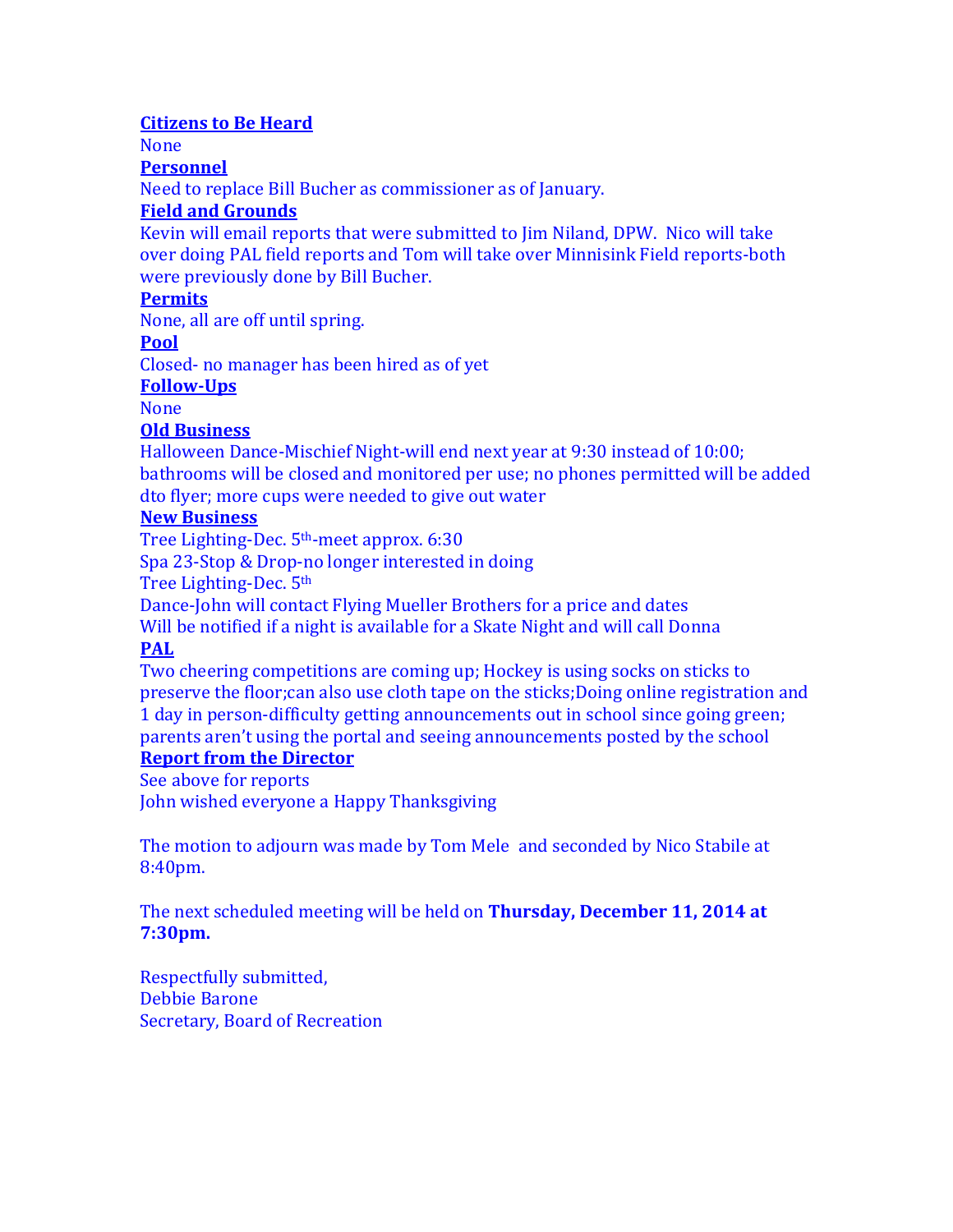**Citizens to Be Heard**
None

**Personnel**
Need to replace Bill Bucher as commissioner as of January.

**Field and Grounds**
Kevin will email reports that were submitted to Jim Niland, DPW. Nico will take over doing PAL field reports and Tom will take over Minnisink Field reports-both were previously done by Bill Bucher.

**Permits**
None, all are off until spring.

**Pool**
Closed- no manager has been hired as of yet

**Follow-Ups**
None

**Old Business**
Halloween Dance-Mischief Night-will end next year at 9:30 instead of 10:00; bathrooms will be closed and monitored per use; no phones permitted will be added dto flyer; more cups were needed to give out water

**New Business**
Tree Lighting-Dec. 5th-meet approx. 6:30
Spa 23-Stop & Drop-no longer interested in doing
Tree Lighting-Dec. 5th
Dance-John will contact Flying Mueller Brothers for a price and dates
Will be notified if a night is available for a Skate Night and will call Donna

**PAL**
Two cheering competitions are coming up; Hockey is using socks on sticks to preserve the floor;can also use cloth tape on the sticks;Doing online registration and 1 day in person-difficulty getting announcements out in school since going green; parents aren't using the portal and seeing announcements posted by the school

**Report from the Director**
See above for reports
John wished everyone a Happy Thanksgiving

The motion to adjourn was made by Tom Mele and seconded by Nico Stabile at 8:40pm.

The next scheduled meeting will be held on **Thursday, December 11, 2014 at 7:30pm.**

Respectfully submitted,
Debbie Barone
Secretary, Board of Recreation